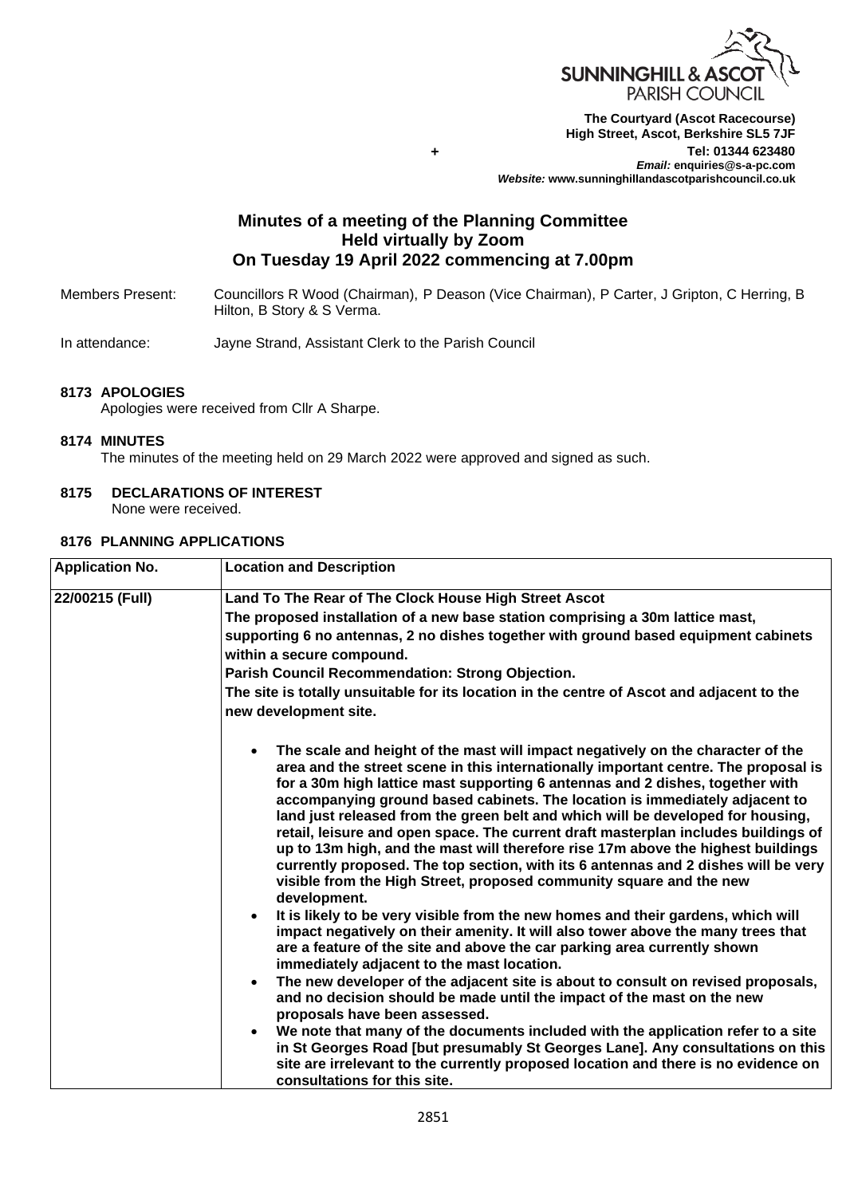**SUNNINGHILL & ASCOT PARISH COUNCIL**

**The Courtyard (Ascot Racecourse)**
**High Street, Ascot, Berkshire SL5 7JF**
**Tel: 01344 623480**
***Email:*** **enquiries@s-a-pc.com**
***Website:*** **www.sunninghillandascotparishcouncil.co.uk**

# Minutes of a meeting of the Planning Committee Held virtually by Zoom On Tuesday 19 April 2022 commencing at 7.00pm

Members Present: Councillors R Wood (Chairman), P Deason (Vice Chairman), P Carter, J Gripton, C Herring, B Hilton, B Story & S Verma.

In attendance: Jayne Strand, Assistant Clerk to the Parish Council

**8173 APOLOGIES**

Apologies were received from Cllr A Sharpe.

**8174 MINUTES**

The minutes of the meeting held on 29 March 2022 were approved and signed as such.

**8175 DECLARATIONS OF INTEREST**

None were received.

**8176 PLANNING APPLICATIONS**

| Application No. | Location and Description |
|---|---|
| **22/00215 (Full)** | **Land To The Rear of The Clock House High Street Ascot**<br>**The proposed installation of a new base station comprising a 30m lattice mast, supporting 6 no antennas, 2 no dishes together with ground based equipment cabinets within a secure compound.**<br>**Parish Council Recommendation: Strong Objection.**<br>**The site is totally unsuitable for its location in the centre of Ascot and adjacent to the new development site.**<br>• **The scale and height of the mast will impact negatively on the character of the area and the street scene in this internationally important centre. The proposal is for a 30m high lattice mast supporting 6 antennas and 2 dishes, together with accompanying ground based cabinets. The location is immediately adjacent to land just released from the green belt and which will be developed for housing, retail, leisure and open space. The current draft masterplan includes buildings of up to 13m high, and the mast will therefore rise 17m above the highest buildings currently proposed. The top section, with its 6 antennas and 2 dishes will be very visible from the High Street, proposed community square and the new development.**<br>• **It is likely to be very visible from the new homes and their gardens, which will impact negatively on their amenity. It will also tower above the many trees that are a feature of the site and above the car parking area currently shown immediately adjacent to the mast location.**<br>• **The new developer of the adjacent site is about to consult on revised proposals, and no decision should be made until the impact of the mast on the new proposals have been assessed.**<br>• **We note that many of the documents included with the application refer to a site in St Georges Road [but presumably St Georges Lane]. Any consultations on this site are irrelevant to the currently proposed location and there is no evidence on consultations for this site.** |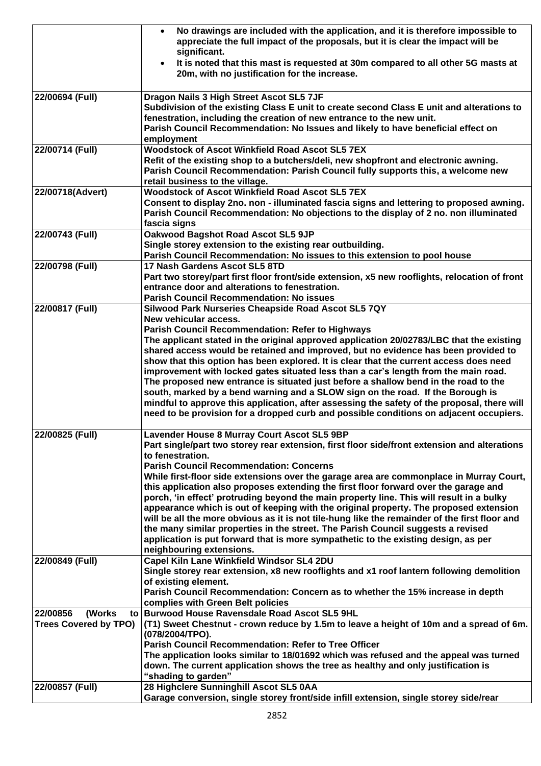| | |
|---|---|
| | • **No drawings are included with the application, and it is therefore impossible to appreciate the full impact of the proposals, but it is clear the impact will be significant.** <br> • **It is noted that this mast is requested at 30m compared to all other 5G masts at 20m, with no justification for the increase.** |
| **22/00694 (Full)** | **Dragon Nails 3 High Street Ascot SL5 7JF** <br> **Subdivision of the existing Class E unit to create second Class E unit and alterations to fenestration, including the creation of new entrance to the new unit.** <br> **Parish Council Recommendation: No Issues and likely to have beneficial effect on employment** |
| **22/00714 (Full)** | **Woodstock of Ascot Winkfield Road Ascot SL5 7EX** <br> **Refit of the existing shop to a butchers/deli, new shopfront and electronic awning.** <br> **Parish Council Recommendation: Parish Council fully supports this, a welcome new retail business to the village.** |
| **22/00718(Advert)** | **Woodstock of Ascot Winkfield Road Ascot SL5 7EX** <br> **Consent to display 2no. non - illuminated fascia signs and lettering to proposed awning.** <br> **Parish Council Recommendation: No objections to the display of 2 no. non illuminated fascia signs** |
| **22/00743 (Full)** | **Oakwood Bagshot Road Ascot SL5 9JP** <br> **Single storey extension to the existing rear outbuilding.** <br> **Parish Council Recommendation: No issues to this extension to pool house** |
| **22/00798 (Full)** | **17 Nash Gardens Ascot SL5 8TD** <br> **Part two storey/part first floor front/side extension, x5 new rooflights, relocation of front entrance door and alterations to fenestration.** <br> **Parish Council Recommendation: No issues** |
| **22/00817 (Full)** | **Silwood Park Nurseries Cheapside Road Ascot SL5 7QY** <br> **New vehicular access.** <br> **Parish Council Recommendation: Refer to Highways** <br> **The applicant stated in the original approved application 20/02783/LBC that the existing shared access would be retained and improved, but no evidence has been provided to show that this option has been explored. It is clear that the current access does need improvement with locked gates situated less than a car's length from the main road. The proposed new entrance is situated just before a shallow bend in the road to the south, marked by a bend warning and a SLOW sign on the road. If the Borough is mindful to approve this application, after assessing the safety of the proposal, there will need to be provision for a dropped curb and possible conditions on adjacent occupiers.** |
| **22/00825 (Full)** | **Lavender House 8 Murray Court Ascot SL5 9BP** <br> **Part single/part two storey rear extension, first floor side/front extension and alterations to fenestration.** <br> **Parish Council Recommendation: Concerns** <br> **While first-floor side extensions over the garage area are commonplace in Murray Court, this application also proposes extending the first floor forward over the garage and porch, 'in effect' protruding beyond the main property line. This will result in a bulky appearance which is out of keeping with the original property. The proposed extension will be all the more obvious as it is not tile-hung like the remainder of the first floor and the many similar properties in the street. The Parish Council suggests a revised application is put forward that is more sympathetic to the existing design, as per neighbouring extensions.** |
| **22/00849 (Full)** | **Capel Kiln Lane Winkfield Windsor SL4 2DU** <br> **Single storey rear extension, x8 new rooflights and x1 roof lantern following demolition of existing element.** <br> **Parish Council Recommendation: Concern as to whether the 15% increase in depth complies with Green Belt policies** |
| **22/00856 (Works to Trees Covered by TPO)** | **Burwood House Ravensdale Road Ascot SL5 9HL** <br> **(T1) Sweet Chestnut - crown reduce by 1.5m to leave a height of 10m and a spread of 6m. (078/2004/TPO).** <br> **Parish Council Recommendation: Refer to Tree Officer** <br> **The application looks similar to 18/01692 which was refused and the appeal was turned down. The current application shows the tree as healthy and only justification is "shading to garden"** |
| **22/00857 (Full)** | **28 Highclere Sunninghill Ascot SL5 0AA** <br> **Garage conversion, single storey front/side infill extension, single storey side/rear** |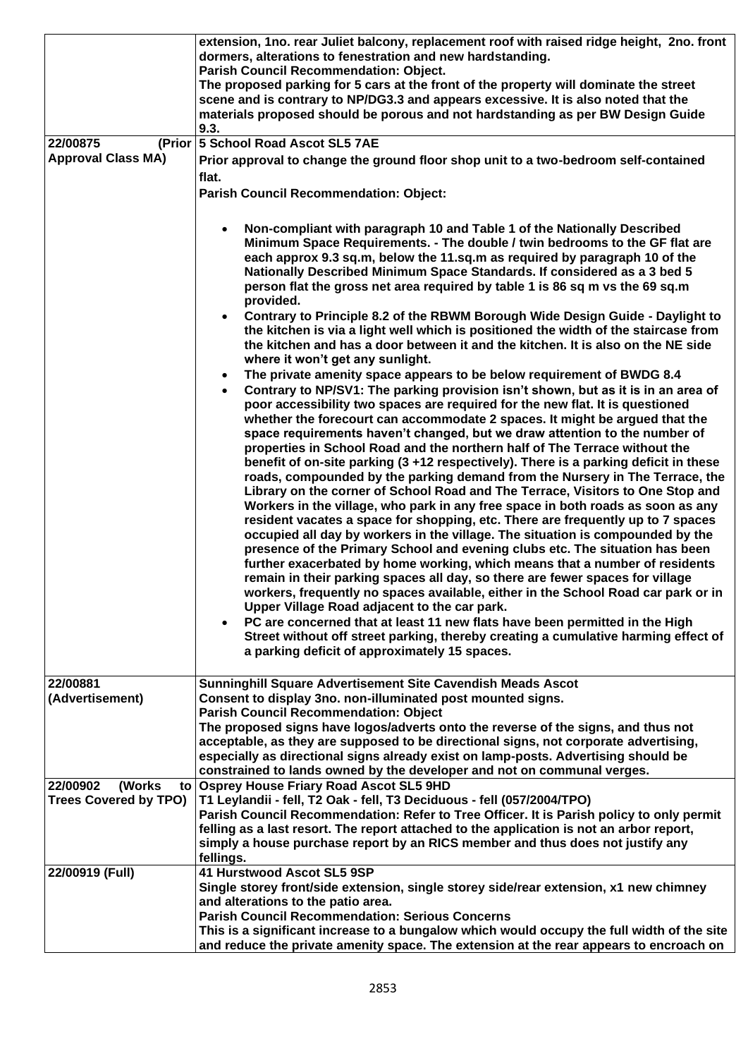| | |
|---|---|
| | **extension, 1no. rear Juliet balcony, replacement roof with raised ridge height, 2no. front dormers, alterations to fenestration and new hardstanding.**<br>**Parish Council Recommendation: Object.**<br>**The proposed parking for 5 cars at the front of the property will dominate the street scene and is contrary to NP/DG3.3 and appears excessive. It is also noted that the materials proposed should be porous and not hardstanding as per BW Design Guide 9.3.** |
| **22/00875 (Prior Approval Class MA)** | **5 School Road Ascot SL5 7AE**<br>**Prior approval to change the ground floor shop unit to a two-bedroom self-contained flat.**<br>**Parish Council Recommendation: Object:**<br>• **Non-compliant with paragraph 10 and Table 1 of the Nationally Described Minimum Space Requirements. - The double / twin bedrooms to the GF flat are each approx 9.3 sq.m, below the 11.sq.m as required by paragraph 10 of the Nationally Described Minimum Space Standards. If considered as a 3 bed 5 person flat the gross net area required by table 1 is 86 sq m vs the 69 sq.m provided.**<br>• **Contrary to Principle 8.2 of the RBWM Borough Wide Design Guide - Daylight to the kitchen is via a light well which is positioned the width of the staircase from the kitchen and has a door between it and the kitchen. It is also on the NE side where it won't get any sunlight.**<br>• **The private amenity space appears to be below requirement of BWDG 8.4**<br>• **Contrary to NP/SV1: The parking provision isn't shown, but as it is in an area of poor accessibility two spaces are required for the new flat. It is questioned whether the forecourt can accommodate 2 spaces. It might be argued that the space requirements haven't changed, but we draw attention to the number of properties in School Road and the northern half of The Terrace without the benefit of on-site parking (3 +12 respectively). There is a parking deficit in these roads, compounded by the parking demand from the Nursery in The Terrace, the Library on the corner of School Road and The Terrace, Visitors to One Stop and Workers in the village, who park in any free space in both roads as soon as any resident vacates a space for shopping, etc. There are frequently up to 7 spaces occupied all day by workers in the village. The situation is compounded by the presence of the Primary School and evening clubs etc. The situation has been further exacerbated by home working, which means that a number of residents remain in their parking spaces all day, so there are fewer spaces for village workers, frequently no spaces available, either in the School Road car park or in Upper Village Road adjacent to the car park.**<br>• **PC are concerned that at least 11 new flats have been permitted in the High Street without off street parking, thereby creating a cumulative harming effect of a parking deficit of approximately 15 spaces.** |
| **22/00881 (Advertisement)** | **Sunninghill Square Advertisement Site Cavendish Meads Ascot**<br>**Consent to display 3no. non-illuminated post mounted signs.**<br>**Parish Council Recommendation: Object**<br>**The proposed signs have logos/adverts onto the reverse of the signs, and thus not acceptable, as they are supposed to be directional signs, not corporate advertising, especially as directional signs already exist on lamp-posts. Advertising should be constrained to lands owned by the developer and not on communal verges.** |
| **22/00902 (Works to Trees Covered by TPO)** | **Osprey House Friary Road Ascot SL5 9HD**<br>**T1 Leylandii - fell, T2 Oak - fell, T3 Deciduous - fell (057/2004/TPO)**<br>**Parish Council Recommendation: Refer to Tree Officer. It is Parish policy to only permit felling as a last resort. The report attached to the application is not an arbor report, simply a house purchase report by an RICS member and thus does not justify any fellings.** |
| **22/00919 (Full)** | **41 Hurstwood Ascot SL5 9SP**<br>**Single storey front/side extension, single storey side/rear extension, x1 new chimney and alterations to the patio area.**<br>**Parish Council Recommendation: Serious Concerns**<br>**This is a significant increase to a bungalow which would occupy the full width of the site and reduce the private amenity space. The extension at the rear appears to encroach on** |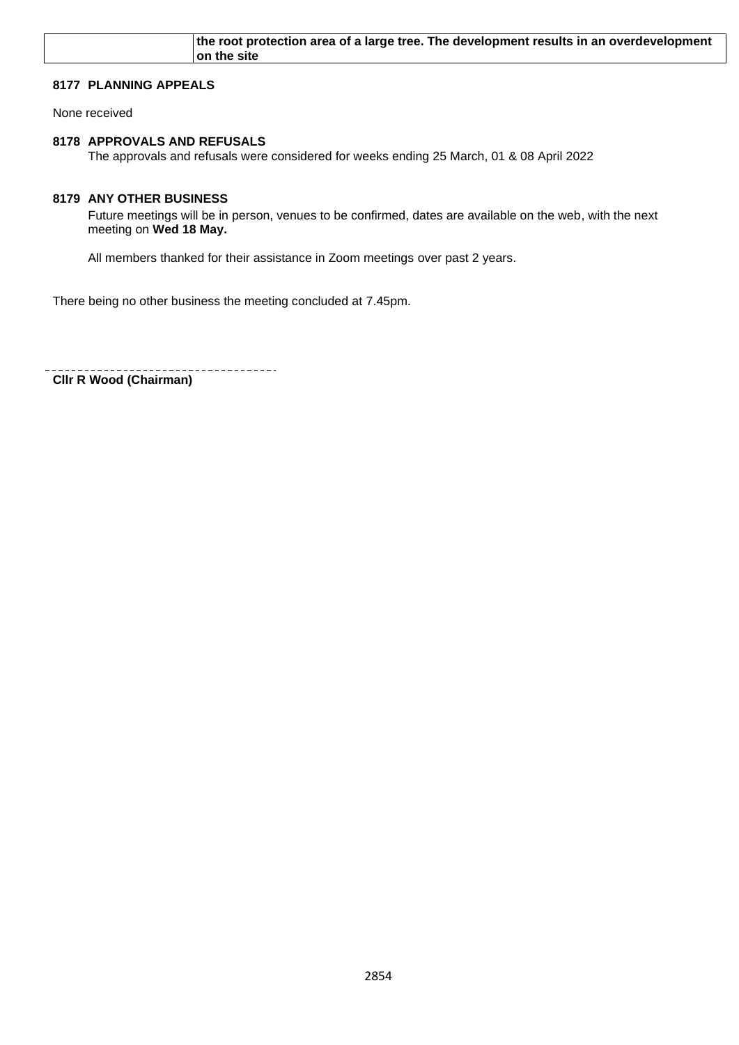| | |
|---|---|
| | **the root protection area of a large tree. The development results in an overdevelopment on the site** |

**8177 PLANNING APPEALS**

None received

**8178 APPROVALS AND REFUSALS**

The approvals and refusals were considered for weeks ending 25 March, 01 & 08 April 2022

**8179 ANY OTHER BUSINESS**

Future meetings will be in person, venues to be confirmed, dates are available on the web, with the next meeting on **Wed 18 May.**

All members thanked for their assistance in Zoom meetings over past 2 years.

There being no other business the meeting concluded at 7.45pm.

-----------------------------------

**Cllr R Wood (Chairman)**